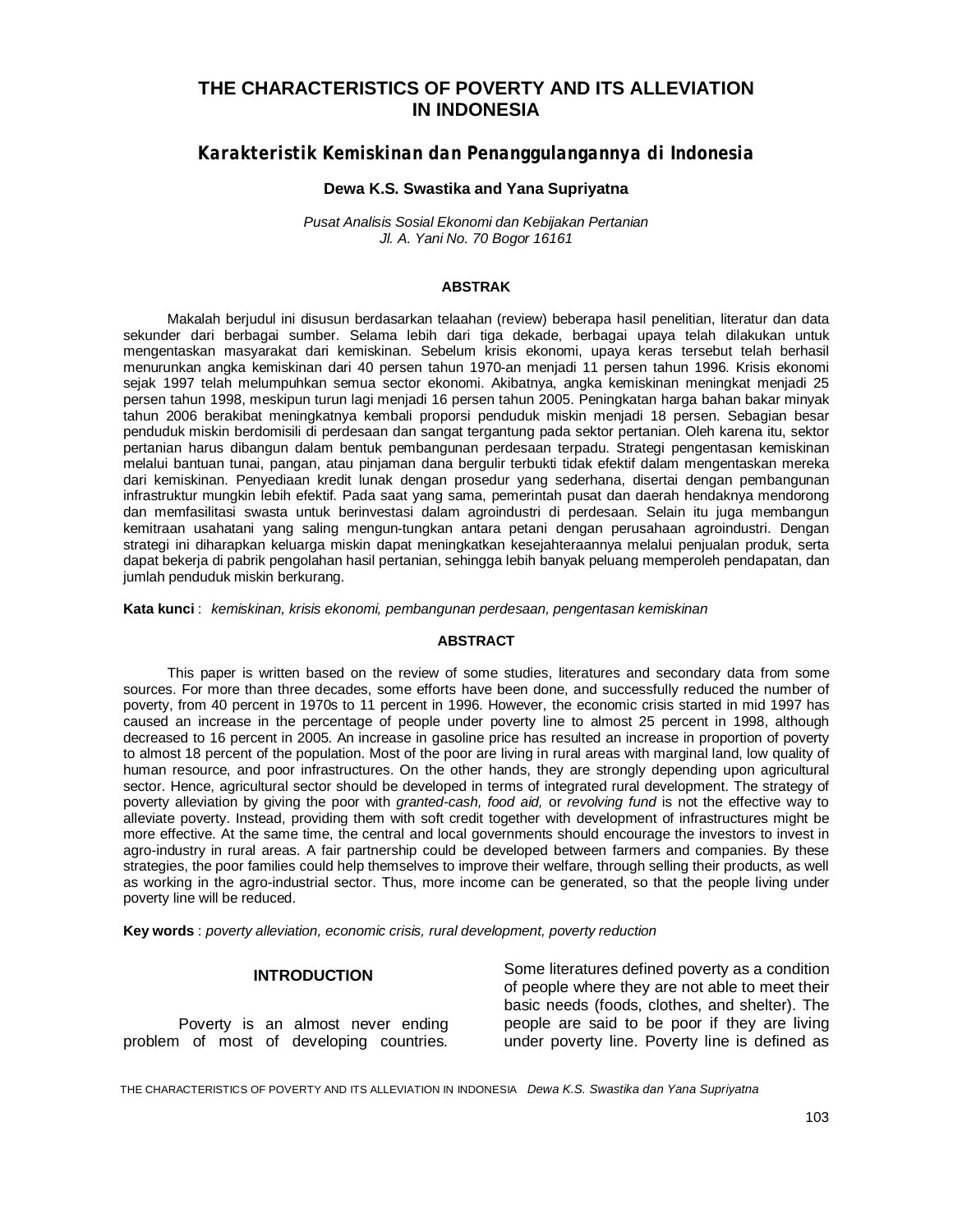# THE CHARACTERISTICS OF POVERTY AND ITS ALLEVIATION IN INDONESIA

## *Karakteristik Kemiskinan dan Penanggulangannya di Indonesia*

**Dewa K.S. Swastika and Yana Supriyatna**

*Pusat Analisis Sosial Ekonomi dan Kebijakan Pertanian*
*Jl. A. Yani No. 70 Bogor 16161*

### ABSTRAK

Makalah berjudul ini disusun berdasarkan telaahan (review) beberapa hasil penelitian, literatur dan data sekunder dari berbagai sumber. Selama lebih dari tiga dekade, berbagai upaya telah dilakukan untuk mengentaskan masyarakat dari kemiskinan. Sebelum krisis ekonomi, upaya keras tersebut telah berhasil menurunkan angka kemiskinan dari 40 persen tahun 1970-an menjadi 11 persen tahun 1996. Krisis ekonomi sejak 1997 telah melumpuhkan semua sector ekonomi. Akibatnya, angka kemiskinan meningkat menjadi 25 persen tahun 1998, meskipun turun lagi menjadi 16 persen tahun 2005. Peningkatan harga bahan bakar minyak tahun 2006 berakibat meningkatnya kembali proporsi penduduk miskin menjadi 18 persen. Sebagian besar penduduk miskin berdomisili di perdesaan dan sangat tergantung pada sektor pertanian. Oleh karena itu, sektor pertanian harus dibangun dalam bentuk pembangunan perdesaan terpadu. Strategi pengentasan kemiskinan melalui bantuan tunai, pangan, atau pinjaman dana bergulir terbukti tidak efektif dalam mengentaskan mereka dari kemiskinan. Penyediaan kredit lunak dengan prosedur yang sederhana, disertai dengan pembangunan infrastruktur mungkin lebih efektif. Pada saat yang sama, pemerintah pusat dan daerah hendaknya mendorong dan memfasilitasi swasta untuk berinvestasi dalam agroindustri di perdesaan. Selain itu juga membangun kemitraan usahatani yang saling mengun-tungkan antara petani dengan perusahaan agroindustri. Dengan strategi ini diharapkan keluarga miskin dapat meningkatkan kesejahteraannya melalui penjualan produk, serta dapat bekerja di pabrik pengolahan hasil pertanian, sehingga lebih banyak peluang memperoleh pendapatan, dan jumlah penduduk miskin berkurang.

**Kata kunci** : *kemiskinan, krisis ekonomi, pembangunan perdesaan, pengentasan kemiskinan*

### ABSTRACT

This paper is written based on the review of some studies, literatures and secondary data from some sources. For more than three decades, some efforts have been done, and successfully reduced the number of poverty, from 40 percent in 1970s to 11 percent in 1996. However, the economic crisis started in mid 1997 has caused an increase in the percentage of people under poverty line to almost 25 percent in 1998, although decreased to 16 percent in 2005. An increase in gasoline price has resulted an increase in proportion of poverty to almost 18 percent of the population. Most of the poor are living in rural areas with marginal land, low quality of human resource, and poor infrastructures. On the other hands, they are strongly depending upon agricultural sector. Hence, agricultural sector should be developed in terms of integrated rural development. The strategy of poverty alleviation by giving the poor with *granted-cash, food aid,* or *revolving fund* is not the effective way to alleviate poverty. Instead, providing them with soft credit together with development of infrastructures might be more effective. At the same time, the central and local governments should encourage the investors to invest in agro-industry in rural areas. A fair partnership could be developed between farmers and companies. By these strategies, the poor families could help themselves to improve their welfare, through selling their products, as well as working in the agro-industrial sector. Thus, more income can be generated, so that the people living under poverty line will be reduced.

**Key words** : *poverty alleviation, economic crisis, rural development, poverty reduction*

### INTRODUCTION

Poverty is an almost never ending problem of most of developing countries. Some literatures defined poverty as a condition of people where they are not able to meet their basic needs (foods, clothes, and shelter). The people are said to be poor if they are living under poverty line. Poverty line is defined as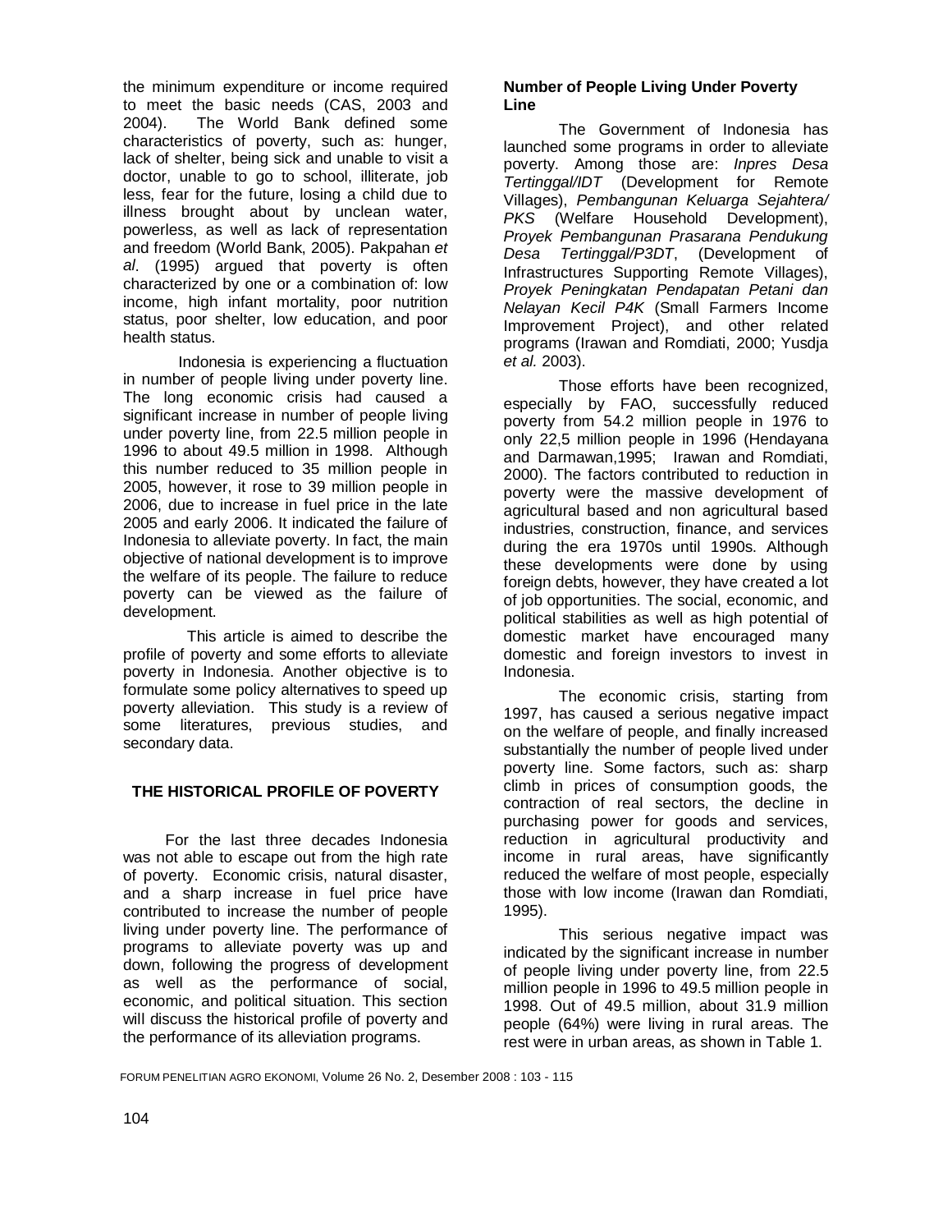the minimum expenditure or income required to meet the basic needs (CAS, 2003 and 2004). The World Bank defined some characteristics of poverty, such as: hunger, lack of shelter, being sick and unable to visit a doctor, unable to go to school, illiterate, job less, fear for the future, losing a child due to illness brought about by unclean water, powerless, as well as lack of representation and freedom (World Bank, 2005). Pakpahan *et al*. (1995) argued that poverty is often characterized by one or a combination of: low income, high infant mortality, poor nutrition status, poor shelter, low education, and poor health status.

Indonesia is experiencing a fluctuation in number of people living under poverty line. The long economic crisis had caused a significant increase in number of people living under poverty line, from 22.5 million people in 1996 to about 49.5 million in 1998. Although this number reduced to 35 million people in 2005, however, it rose to 39 million people in 2006, due to increase in fuel price in the late 2005 and early 2006. It indicated the failure of Indonesia to alleviate poverty. In fact, the main objective of national development is to improve the welfare of its people. The failure to reduce poverty can be viewed as the failure of development.

This article is aimed to describe the profile of poverty and some efforts to alleviate poverty in Indonesia. Another objective is to formulate some policy alternatives to speed up poverty alleviation. This study is a review of some literatures, previous studies, and secondary data.

## THE HISTORICAL PROFILE OF POVERTY

For the last three decades Indonesia was not able to escape out from the high rate of poverty. Economic crisis, natural disaster, and a sharp increase in fuel price have contributed to increase the number of people living under poverty line. The performance of programs to alleviate poverty was up and down, following the progress of development as well as the performance of social, economic, and political situation. This section will discuss the historical profile of poverty and the performance of its alleviation programs.

### Number of People Living Under Poverty Line

The Government of Indonesia has launched some programs in order to alleviate poverty. Among those are: *Inpres Desa Tertinggal/IDT* (Development for Remote Villages), *Pembangunan Keluarga Sejahtera/ PKS* (Welfare Household Development), *Proyek Pembangunan Prasarana Pendukung Desa Tertinggal/P3DT*, (Development of Infrastructures Supporting Remote Villages), *Proyek Peningkatan Pendapatan Petani dan Nelayan Kecil P4K* (Small Farmers Income Improvement Project), and other related programs (Irawan and Romdiati, 2000; Yusdja *et al.* 2003).

Those efforts have been recognized, especially by FAO, successfully reduced poverty from 54.2 million people in 1976 to only 22,5 million people in 1996 (Hendayana and Darmawan,1995; Irawan and Romdiati, 2000). The factors contributed to reduction in poverty were the massive development of agricultural based and non agricultural based industries, construction, finance, and services during the era 1970s until 1990s. Although these developments were done by using foreign debts, however, they have created a lot of job opportunities. The social, economic, and political stabilities as well as high potential of domestic market have encouraged many domestic and foreign investors to invest in Indonesia.

The economic crisis, starting from 1997, has caused a serious negative impact on the welfare of people, and finally increased substantially the number of people lived under poverty line. Some factors, such as: sharp climb in prices of consumption goods, the contraction of real sectors, the decline in purchasing power for goods and services, reduction in agricultural productivity and income in rural areas, have significantly reduced the welfare of most people, especially those with low income (Irawan dan Romdiati, 1995).

This serious negative impact was indicated by the significant increase in number of people living under poverty line, from 22.5 million people in 1996 to 49.5 million people in 1998. Out of 49.5 million, about 31.9 million people (64%) were living in rural areas. The rest were in urban areas, as shown in Table 1.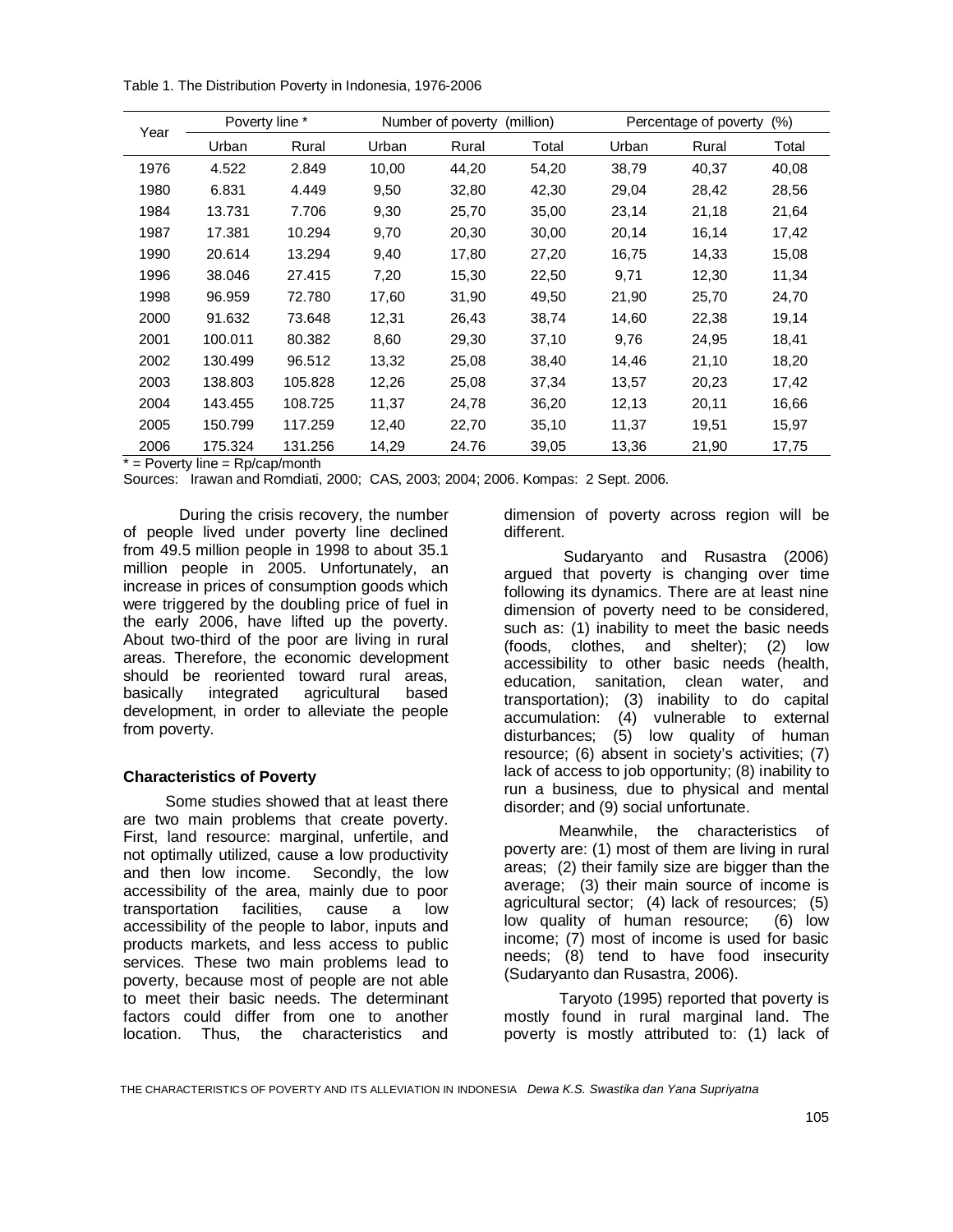Table 1. The Distribution Poverty in Indonesia, 1976-2006

| Year | Poverty line * | | Number of poverty (million) | | | Percentage of poverty (%) | | |
|---|---|---|---|---|---|---|---|---|
| | Urban | Rural | Urban | Rural | Total | Urban | Rural | Total |
| 1976 | 4.522 | 2.849 | 10,00 | 44,20 | 54,20 | 38,79 | 40,37 | 40,08 |
| 1980 | 6.831 | 4.449 | 9,50 | 32,80 | 42,30 | 29,04 | 28,42 | 28,56 |
| 1984 | 13.731 | 7.706 | 9,30 | 25,70 | 35,00 | 23,14 | 21,18 | 21,64 |
| 1987 | 17.381 | 10.294 | 9,70 | 20,30 | 30,00 | 20,14 | 16,14 | 17,42 |
| 1990 | 20.614 | 13.294 | 9,40 | 17,80 | 27,20 | 16,75 | 14,33 | 15,08 |
| 1996 | 38.046 | 27.415 | 7,20 | 15,30 | 22,50 | 9,71 | 12,30 | 11,34 |
| 1998 | 96.959 | 72.780 | 17,60 | 31,90 | 49,50 | 21,90 | 25,70 | 24,70 |
| 2000 | 91.632 | 73.648 | 12,31 | 26,43 | 38,74 | 14,60 | 22,38 | 19,14 |
| 2001 | 100.011 | 80.382 | 8,60 | 29,30 | 37,10 | 9,76 | 24,95 | 18,41 |
| 2002 | 130.499 | 96.512 | 13,32 | 25,08 | 38,40 | 14,46 | 21,10 | 18,20 |
| 2003 | 138.803 | 105.828 | 12,26 | 25,08 | 37,34 | 13,57 | 20,23 | 17,42 |
| 2004 | 143.455 | 108.725 | 11,37 | 24,78 | 36,20 | 12,13 | 20,11 | 16,66 |
| 2005 | 150.799 | 117.259 | 12,40 | 22,70 | 35,10 | 11,37 | 19,51 | 15,97 |
| 2006 | 175.324 | 131.256 | 14,29 | 24.76 | 39,05 | 13,36 | 21,90 | 17,75 |

* = Poverty line = Rp/cap/month

Sources: Irawan and Romdiati, 2000; CAS, 2003; 2004; 2006. Kompas: 2 Sept. 2006.

During the crisis recovery, the number of people lived under poverty line declined from 49.5 million people in 1998 to about 35.1 million people in 2005. Unfortunately, an increase in prices of consumption goods which were triggered by the doubling price of fuel in the early 2006, have lifted up the poverty. About two-third of the poor are living in rural areas. Therefore, the economic development should be reoriented toward rural areas, basically integrated agricultural based development, in order to alleviate the people from poverty.

### Characteristics of Poverty

Some studies showed that at least there are two main problems that create poverty. First, land resource: marginal, unfertile, and not optimally utilized, cause a low productivity and then low income. Secondly, the low accessibility of the area, mainly due to poor transportation facilities, cause a low accessibility of the people to labor, inputs and products markets, and less access to public services. These two main problems lead to poverty, because most of people are not able to meet their basic needs. The determinant factors could differ from one to another location. Thus, the characteristics and dimension of poverty across region will be different.

Sudaryanto and Rusastra (2006) argued that poverty is changing over time following its dynamics. There are at least nine dimension of poverty need to be considered, such as: (1) inability to meet the basic needs (foods, clothes, and shelter); (2) low accessibility to other basic needs (health, education, sanitation, clean water, and transportation); (3) inability to do capital accumulation: (4) vulnerable to external disturbances; (5) low quality of human resource; (6) absent in society's activities; (7) lack of access to job opportunity; (8) inability to run a business, due to physical and mental disorder; and (9) social unfortunate.

Meanwhile, the characteristics of poverty are: (1) most of them are living in rural areas; (2) their family size are bigger than the average; (3) their main source of income is agricultural sector; (4) lack of resources; (5) low quality of human resource; (6) low income; (7) most of income is used for basic needs; (8) tend to have food insecurity (Sudaryanto dan Rusastra, 2006).

Taryoto (1995) reported that poverty is mostly found in rural marginal land. The poverty is mostly attributed to: (1) lack of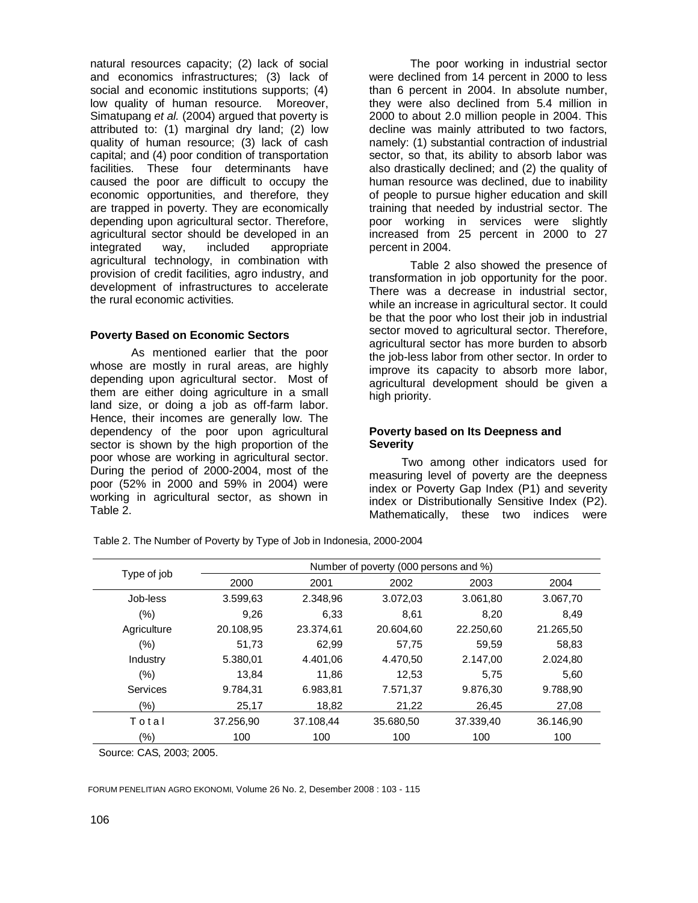natural resources capacity; (2) lack of social and economics infrastructures; (3) lack of social and economic institutions supports; (4) low quality of human resource. Moreover, Simatupang *et al.* (2004) argued that poverty is attributed to: (1) marginal dry land; (2) low quality of human resource; (3) lack of cash capital; and (4) poor condition of transportation facilities. These four determinants have caused the poor are difficult to occupy the economic opportunities, and therefore, they are trapped in poverty. They are economically depending upon agricultural sector. Therefore, agricultural sector should be developed in an integrated way, included appropriate agricultural technology, in combination with provision of credit facilities, agro industry, and development of infrastructures to accelerate the rural economic activities.

**Poverty Based on Economic Sectors**

As mentioned earlier that the poor whose are mostly in rural areas, are highly depending upon agricultural sector. Most of them are either doing agriculture in a small land size, or doing a job as off-farm labor. Hence, their incomes are generally low. The dependency of the poor upon agricultural sector is shown by the high proportion of the poor whose are working in agricultural sector. During the period of 2000-2004, most of the poor (52% in 2000 and 59% in 2004) were working in agricultural sector, as shown in Table 2.

The poor working in industrial sector were declined from 14 percent in 2000 to less than 6 percent in 2004. In absolute number, they were also declined from 5.4 million in 2000 to about 2.0 million people in 2004. This decline was mainly attributed to two factors, namely: (1) substantial contraction of industrial sector, so that, its ability to absorb labor was also drastically declined; and (2) the quality of human resource was declined, due to inability of people to pursue higher education and skill training that needed by industrial sector. The poor working in services were slightly increased from 25 percent in 2000 to 27 percent in 2004.

Table 2 also showed the presence of transformation in job opportunity for the poor. There was a decrease in industrial sector, while an increase in agricultural sector. It could be that the poor who lost their job in industrial sector moved to agricultural sector. Therefore, agricultural sector has more burden to absorb the job-less labor from other sector. In order to improve its capacity to absorb more labor, agricultural development should be given a high priority.

**Poverty based on Its Deepness and Severity**

Two among other indicators used for measuring level of poverty are the deepness index or Poverty Gap Index (P1) and severity index or Distributionally Sensitive Index (P2). Mathematically, these two indices were

Table 2. The Number of Poverty by Type of Job in Indonesia, 2000-2004

| Type of job | Number of poverty (000 persons and %) | | | | |
|---|---|---|---|---|---|
| | 2000 | 2001 | 2002 | 2003 | 2004 |
| Job-less | 3.599,63 | 2.348,96 | 3.072,03 | 3.061,80 | 3.067,70 |
| (%) | 9,26 | 6,33 | 8,61 | 8,20 | 8,49 |
| Agriculture | 20.108,95 | 23.374,61 | 20.604,60 | 22.250,60 | 21.265,50 |
| (%) | 51,73 | 62,99 | 57,75 | 59,59 | 58,83 |
| Industry | 5.380,01 | 4.401,06 | 4.470,50 | 2.147,00 | 2.024,80 |
| (%) | 13,84 | 11,86 | 12,53 | 5,75 | 5,60 |
| Services | 9.784,31 | 6.983,81 | 7.571,37 | 9.876,30 | 9.788,90 |
| (%) | 25,17 | 18,82 | 21,22 | 26,45 | 27,08 |
| T o t a l | 37.256,90 | 37.108,44 | 35.680,50 | 37.339,40 | 36.146,90 |
| (%) | 100 | 100 | 100 | 100 | 100 |

Source: CAS, 2003; 2005.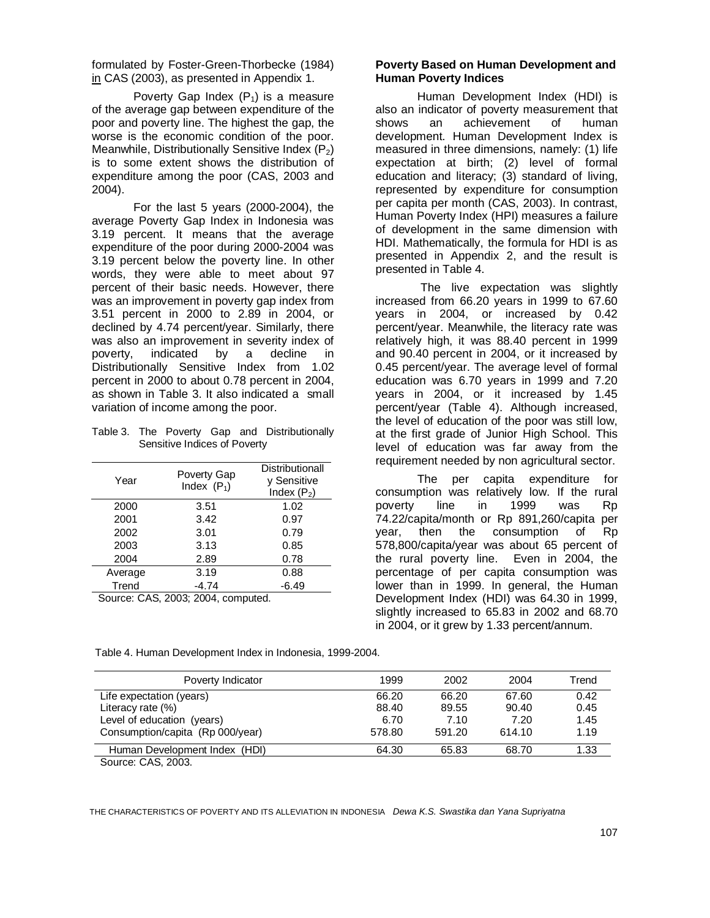formulated by Foster-Green-Thorbecke (1984) in CAS (2003), as presented in Appendix 1.

Poverty Gap Index ($P_1$) is a measure of the average gap between expenditure of the poor and poverty line. The highest the gap, the worse is the economic condition of the poor. Meanwhile, Distributionally Sensitive Index ($P_2$) is to some extent shows the distribution of expenditure among the poor (CAS, 2003 and 2004).

For the last 5 years (2000-2004), the average Poverty Gap Index in Indonesia was 3.19 percent. It means that the average expenditure of the poor during 2000-2004 was 3.19 percent below the poverty line. In other words, they were able to meet about 97 percent of their basic needs. However, there was an improvement in poverty gap index from 3.51 percent in 2000 to 2.89 in 2004, or declined by 4.74 percent/year. Similarly, there was also an improvement in severity index of poverty, indicated by a decline in Distributionally Sensitive Index from 1.02 percent in 2000 to about 0.78 percent in 2004, as shown in Table 3. It also indicated a small variation of income among the poor.

Table 3. The Poverty Gap and Distributionally Sensitive Indices of Poverty

| Year | Poverty Gap Index ($P_1$) | Distributionally Sensitive Index ($P_2$) |
|---|---|---|
| 2000 | 3.51 | 1.02 |
| 2001 | 3.42 | 0.97 |
| 2002 | 3.01 | 0.79 |
| 2003 | 3.13 | 0.85 |
| 2004 | 2.89 | 0.78 |
| Average | 3.19 | 0.88 |
| Trend | -4.74 | -6.49 |

Source: CAS, 2003; 2004, computed.

**Poverty Based on Human Development and Human Poverty Indices**

Human Development Index (HDI) is also an indicator of poverty measurement that shows an achievement of human development. Human Development Index is measured in three dimensions, namely: (1) life expectation at birth; (2) level of formal education and literacy; (3) standard of living, represented by expenditure for consumption per capita per month (CAS, 2003). In contrast, Human Poverty Index (HPI) measures a failure of development in the same dimension with HDI. Mathematically, the formula for HDI is as presented in Appendix 2, and the result is presented in Table 4.

The live expectation was slightly increased from 66.20 years in 1999 to 67.60 years in 2004, or increased by 0.42 percent/year. Meanwhile, the literacy rate was relatively high, it was 88.40 percent in 1999 and 90.40 percent in 2004, or it increased by 0.45 percent/year. The average level of formal education was 6.70 years in 1999 and 7.20 years in 2004, or it increased by 1.45 percent/year (Table 4). Although increased, the level of education of the poor was still low, at the first grade of Junior High School. This level of education was far away from the requirement needed by non agricultural sector.

The per capita expenditure for consumption was relatively low. If the rural poverty line in 1999 was Rp 74.22/capita/month or Rp 891,260/capita per year, then the consumption of Rp 578,800/capita/year was about 65 percent of the rural poverty line. Even in 2004, the percentage of per capita consumption was lower than in 1999. In general, the Human Development Index (HDI) was 64.30 in 1999, slightly increased to 65.83 in 2002 and 68.70 in 2004, or it grew by 1.33 percent/annum.

Table 4. Human Development Index in Indonesia, 1999-2004.

| Poverty Indicator | 1999 | 2002 | 2004 | Trend |
|---|---|---|---|---|
| Life expectation (years) | 66.20 | 66.20 | 67.60 | 0.42 |
| Literacy rate (%) | 88.40 | 89.55 | 90.40 | 0.45 |
| Level of education (years) | 6.70 | 7.10 | 7.20 | 1.45 |
| Consumption/capita (Rp 000/year) | 578.80 | 591.20 | 614.10 | 1.19 |
| Human Development Index (HDI) | 64.30 | 65.83 | 68.70 | 1.33 |

Source: CAS, 2003.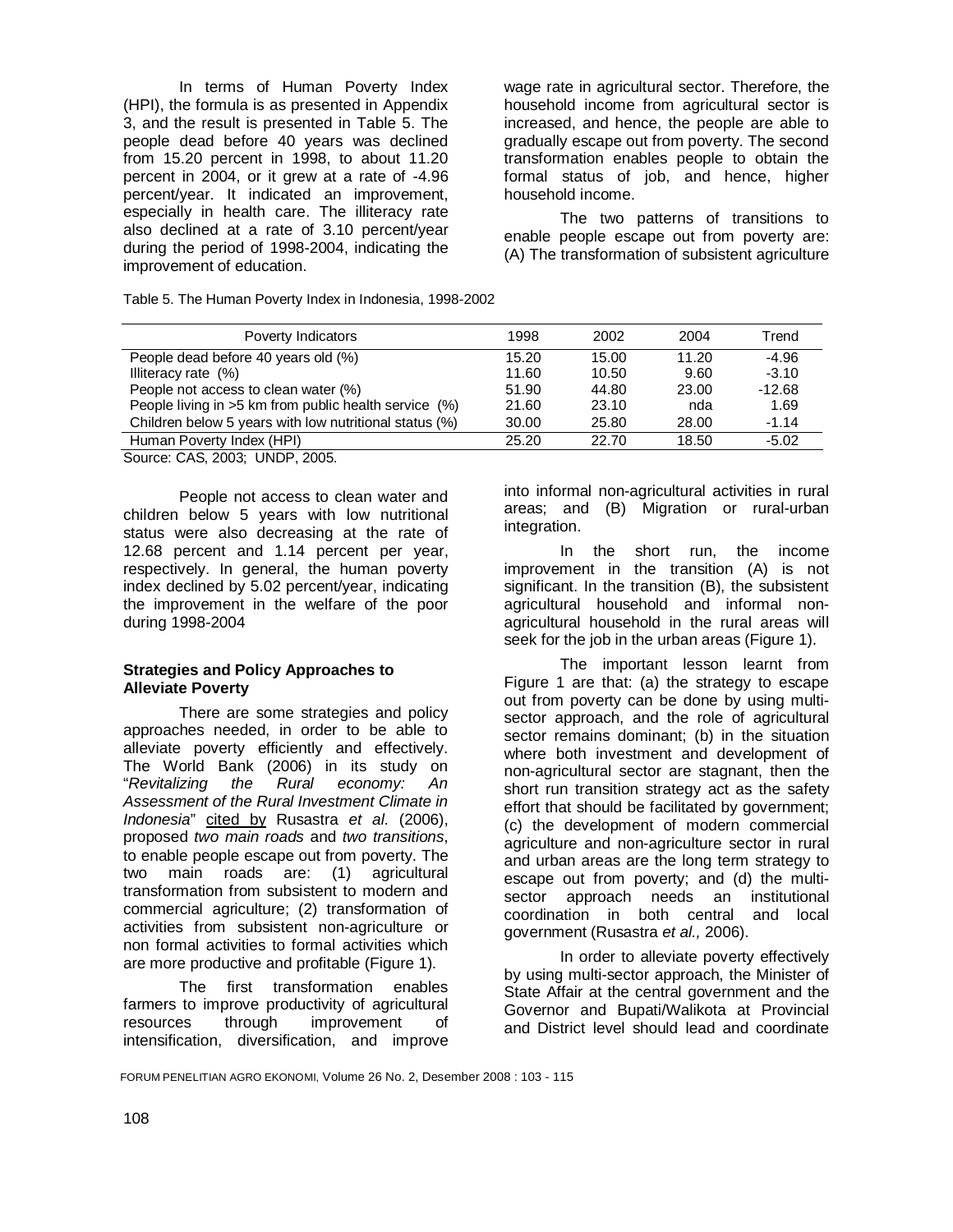In terms of Human Poverty Index (HPI), the formula is as presented in Appendix 3, and the result is presented in Table 5. The people dead before 40 years was declined from 15.20 percent in 1998, to about 11.20 percent in 2004, or it grew at a rate of -4.96 percent/year. It indicated an improvement, especially in health care. The illiteracy rate also declined at a rate of 3.10 percent/year during the period of 1998-2004, indicating the improvement of education.

Table 5. The Human Poverty Index in Indonesia, 1998-2002

| Poverty Indicators | 1998 | 2002 | 2004 | Trend |
|---|---|---|---|---|
| People dead before 40 years old (%) | 15.20 | 15.00 | 11.20 | -4.96 |
| Illiteracy rate (%) | 11.60 | 10.50 | 9.60 | -3.10 |
| People not access to clean water (%) | 51.90 | 44.80 | 23.00 | -12.68 |
| People living in >5 km from public health service (%) | 21.60 | 23.10 | nda | 1.69 |
| Children below 5 years with low nutritional status (%) | 30.00 | 25.80 | 28.00 | -1.14 |
| Human Poverty Index (HPI) | 25.20 | 22.70 | 18.50 | -5.02 |

Source: CAS, 2003; UNDP, 2005.

People not access to clean water and children below 5 years with low nutritional status were also decreasing at the rate of 12.68 percent and 1.14 percent per year, respectively. In general, the human poverty index declined by 5.02 percent/year, indicating the improvement in the welfare of the poor during 1998-2004

**Strategies and Policy Approaches to Alleviate Poverty**

There are some strategies and policy approaches needed, in order to be able to alleviate poverty efficiently and effectively. The World Bank (2006) in its study on "*Revitalizing the Rural economy: An Assessment of the Rural Investment Climate in Indonesia*" cited by Rusastra *et al*. (2006), proposed *two main roads* and *two transitions*, to enable people escape out from poverty. The two main roads are: (1) agricultural transformation from subsistent to modern and commercial agriculture; (2) transformation of activities from subsistent non-agriculture or non formal activities to formal activities which are more productive and profitable (Figure 1).

The first transformation enables farmers to improve productivity of agricultural resources through improvement of intensification, diversification, and improve wage rate in agricultural sector. Therefore, the household income from agricultural sector is increased, and hence, the people are able to gradually escape out from poverty. The second transformation enables people to obtain the formal status of job, and hence, higher household income.

The two patterns of transitions to enable people escape out from poverty are: (A) The transformation of subsistent agriculture into informal non-agricultural activities in rural areas; and (B) Migration or rural-urban integration.

In the short run, the income improvement in the transition (A) is not significant. In the transition (B), the subsistent agricultural household and informal non-agricultural household in the rural areas will seek for the job in the urban areas (Figure 1).

The important lesson learnt from Figure 1 are that: (a) the strategy to escape out from poverty can be done by using multi-sector approach, and the role of agricultural sector remains dominant; (b) in the situation where both investment and development of non-agricultural sector are stagnant, then the short run transition strategy act as the safety effort that should be facilitated by government; (c) the development of modern commercial agriculture and non-agriculture sector in rural and urban areas are the long term strategy to escape out from poverty; and (d) the multi-sector approach needs an institutional coordination in both central and local government (Rusastra *et al.,* 2006).

In order to alleviate poverty effectively by using multi-sector approach, the Minister of State Affair at the central government and the Governor and Bupati/Walikota at Provincial and District level should lead and coordinate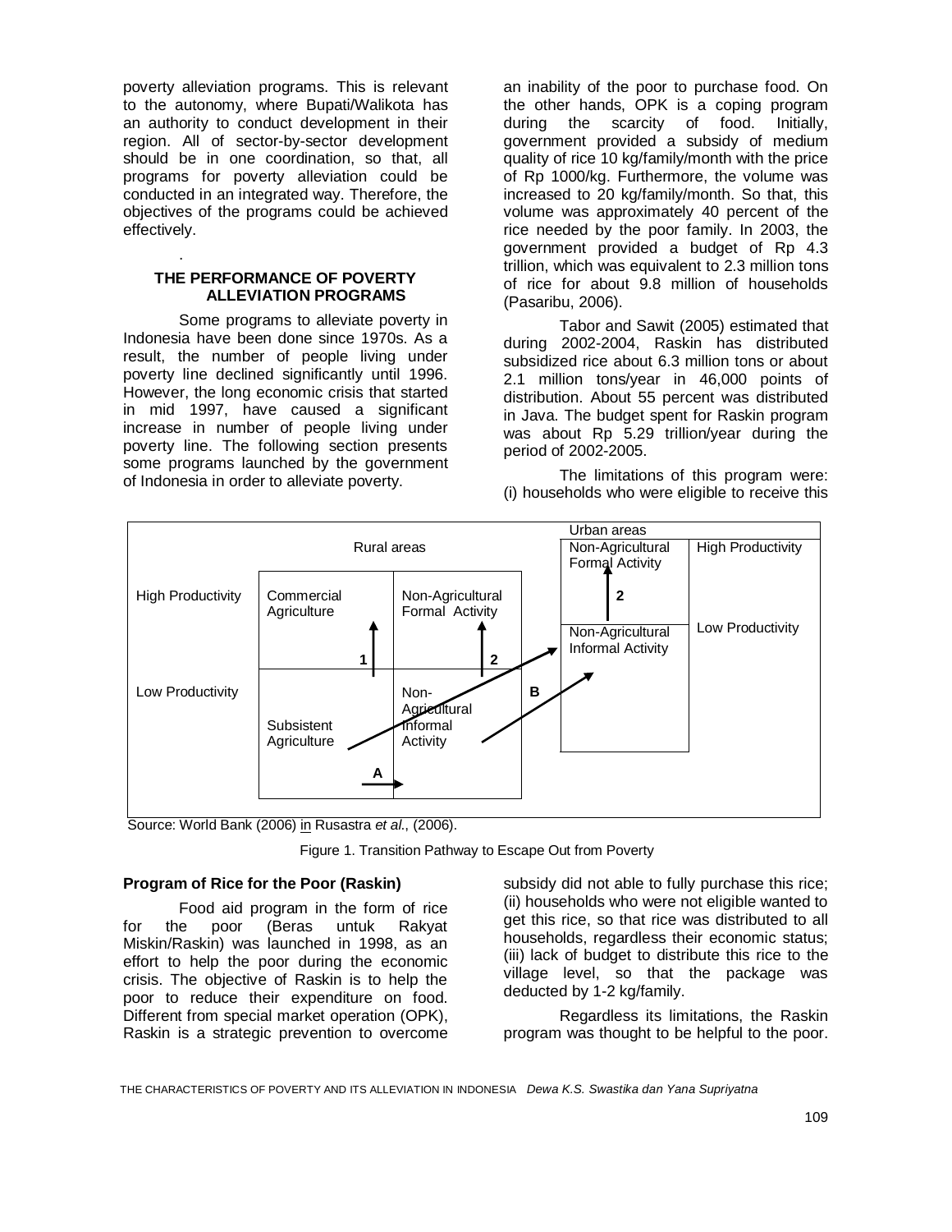poverty alleviation programs. This is relevant to the autonomy, where Bupati/Walikota has an authority to conduct development in their region. All of sector-by-sector development should be in one coordination, so that, all programs for poverty alleviation could be conducted in an integrated way. Therefore, the objectives of the programs could be achieved effectively.

## THE PERFORMANCE OF POVERTY ALLEVIATION PROGRAMS

Some programs to alleviate poverty in Indonesia have been done since 1970s. As a result, the number of people living under poverty line declined significantly until 1996. However, the long economic crisis that started in mid 1997, have caused a significant increase in number of people living under poverty line. The following section presents some programs launched by the government of Indonesia in order to alleviate poverty.

| | Rural areas | | | Urban areas | |
|---|---|---|---|---|---|
| High Productivity | Commercial Agriculture | Non-Agricultural Formal Activity | | Non-Agricultural Formal Activity | High Productivity |
| | ↑ 1 | ↑ 2 | | ↑ 2 | |
| Low Productivity | Subsistent Agriculture | Non-Agricultural Informal Activity | B → | Non-Agricultural Informal Activity | Low Productivity |
| | A → | | | | |

Source: World Bank (2006) in Rusastra *et al.*, (2006).

Figure 1. Transition Pathway to Escape Out from Poverty

### Program of Rice for the Poor (Raskin)

Food aid program in the form of rice for the poor (Beras untuk Rakyat Miskin/Raskin) was launched in 1998, as an effort to help the poor during the economic crisis. The objective of Raskin is to help the poor to reduce their expenditure on food. Different from special market operation (OPK), Raskin is a strategic prevention to overcome an inability of the poor to purchase food. On the other hands, OPK is a coping program during the scarcity of food. Initially, government provided a subsidy of medium quality of rice 10 kg/family/month with the price of Rp 1000/kg. Furthermore, the volume was increased to 20 kg/family/month. So that, this volume was approximately 40 percent of the rice needed by the poor family. In 2003, the government provided a budget of Rp 4.3 trillion, which was equivalent to 2.3 million tons of rice for about 9.8 million of households (Pasaribu, 2006).

Tabor and Sawit (2005) estimated that during 2002-2004, Raskin has distributed subsidized rice about 6.3 million tons or about 2.1 million tons/year in 46,000 points of distribution. About 55 percent was distributed in Java. The budget spent for Raskin program was about Rp 5.29 trillion/year during the period of 2002-2005.

The limitations of this program were: (i) households who were eligible to receive this subsidy did not able to fully purchase this rice; (ii) households who were not eligible wanted to get this rice, so that rice was distributed to all households, regardless their economic status; (iii) lack of budget to distribute this rice to the village level, so that the package was deducted by 1-2 kg/family.

Regardless its limitations, the Raskin program was thought to be helpful to the poor.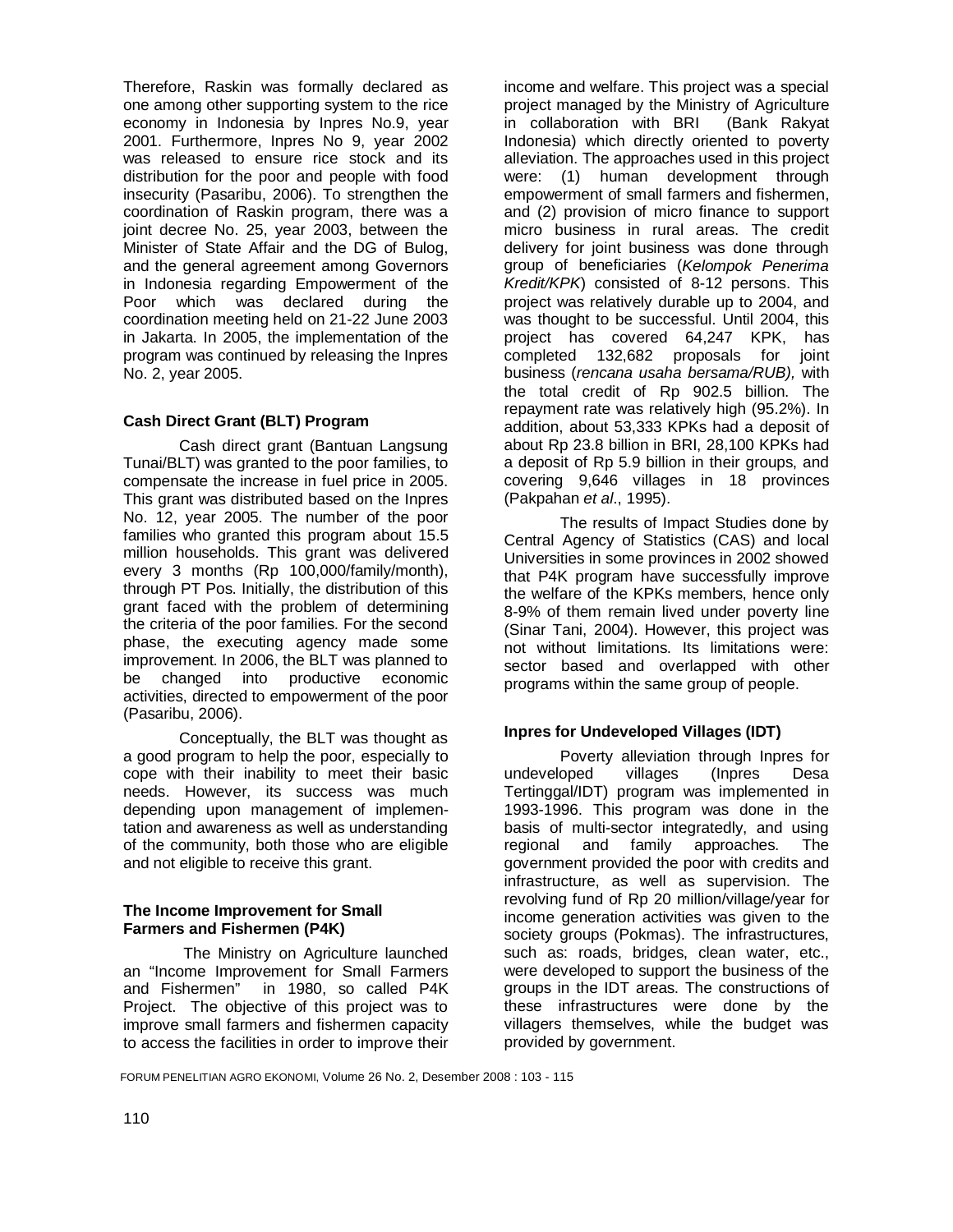Therefore, Raskin was formally declared as one among other supporting system to the rice economy in Indonesia by Inpres No.9, year 2001. Furthermore, Inpres No 9, year 2002 was released to ensure rice stock and its distribution for the poor and people with food insecurity (Pasaribu, 2006). To strengthen the coordination of Raskin program, there was a joint decree No. 25, year 2003, between the Minister of State Affair and the DG of Bulog, and the general agreement among Governors in Indonesia regarding Empowerment of the Poor which was declared during the coordination meeting held on 21-22 June 2003 in Jakarta. In 2005, the implementation of the program was continued by releasing the Inpres No. 2, year 2005.

**Cash Direct Grant (BLT) Program**

Cash direct grant (Bantuan Langsung Tunai/BLT) was granted to the poor families, to compensate the increase in fuel price in 2005. This grant was distributed based on the Inpres No. 12, year 2005. The number of the poor families who granted this program about 15.5 million households. This grant was delivered every 3 months (Rp 100,000/family/month), through PT Pos. Initially, the distribution of this grant faced with the problem of determining the criteria of the poor families. For the second phase, the executing agency made some improvement. In 2006, the BLT was planned to be changed into productive economic activities, directed to empowerment of the poor (Pasaribu, 2006).

Conceptually, the BLT was thought as a good program to help the poor, especially to cope with their inability to meet their basic needs. However, its success was much depending upon management of implementation and awareness as well as understanding of the community, both those who are eligible and not eligible to receive this grant.

**The Income Improvement for Small Farmers and Fishermen (P4K)**

The Ministry on Agriculture launched an "Income Improvement for Small Farmers and Fishermen" in 1980, so called P4K Project. The objective of this project was to improve small farmers and fishermen capacity to access the facilities in order to improve their income and welfare. This project was a special project managed by the Ministry of Agriculture in collaboration with BRI (Bank Rakyat Indonesia) which directly oriented to poverty alleviation. The approaches used in this project were: (1) human development through empowerment of small farmers and fishermen, and (2) provision of micro finance to support micro business in rural areas. The credit delivery for joint business was done through group of beneficiaries (*Kelompok Penerima Kredit/KPK*) consisted of 8-12 persons. This project was relatively durable up to 2004, and was thought to be successful. Until 2004, this project has covered 64,247 KPK, has completed 132,682 proposals for joint business (*rencana usaha bersama/RUB),* with the total credit of Rp 902.5 billion. The repayment rate was relatively high (95.2%). In addition, about 53,333 KPKs had a deposit of about Rp 23.8 billion in BRI, 28,100 KPKs had a deposit of Rp 5.9 billion in their groups, and covering 9,646 villages in 18 provinces (Pakpahan *et al*., 1995).

The results of Impact Studies done by Central Agency of Statistics (CAS) and local Universities in some provinces in 2002 showed that P4K program have successfully improve the welfare of the KPKs members, hence only 8-9% of them remain lived under poverty line (Sinar Tani, 2004). However, this project was not without limitations. Its limitations were: sector based and overlapped with other programs within the same group of people.

**Inpres for Undeveloped Villages (IDT)**

Poverty alleviation through Inpres for undeveloped villages (Inpres Desa Tertinggal/IDT) program was implemented in 1993-1996. This program was done in the basis of multi-sector integratedly, and using regional and family approaches. The government provided the poor with credits and infrastructure, as well as supervision. The revolving fund of Rp 20 million/village/year for income generation activities was given to the society groups (Pokmas). The infrastructures, such as: roads, bridges, clean water, etc., were developed to support the business of the groups in the IDT areas. The constructions of these infrastructures were done by the villagers themselves, while the budget was provided by government.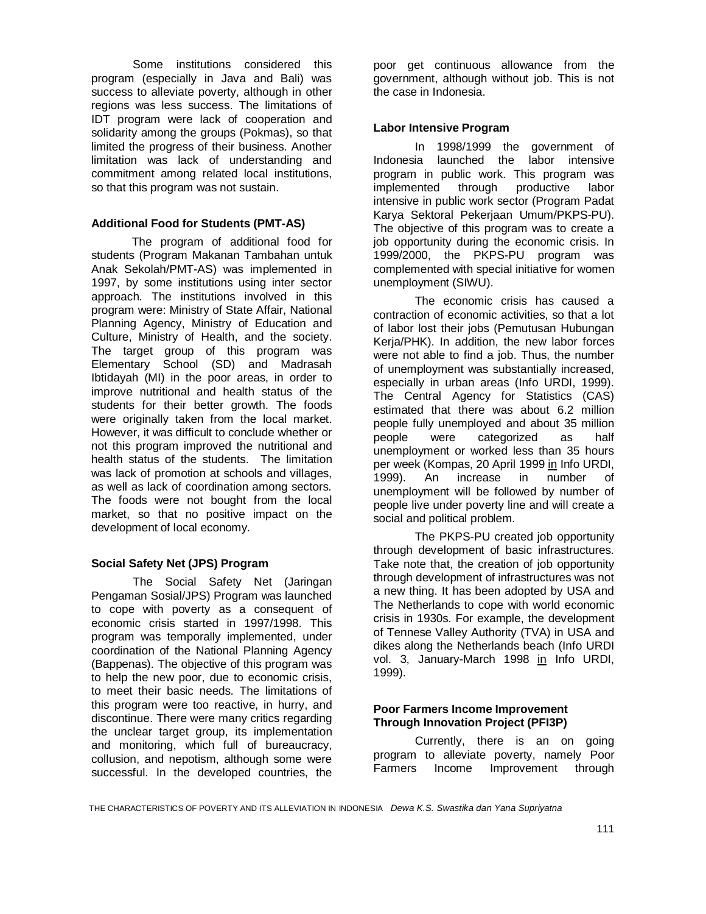Some institutions considered this program (especially in Java and Bali) was success to alleviate poverty, although in other regions was less success. The limitations of IDT program were lack of cooperation and solidarity among the groups (Pokmas), so that limited the progress of their business. Another limitation was lack of understanding and commitment among related local institutions, so that this program was not sustain.

**Additional Food for Students (PMT-AS)**

The program of additional food for students (Program Makanan Tambahan untuk Anak Sekolah/PMT-AS) was implemented in 1997, by some institutions using inter sector approach. The institutions involved in this program were: Ministry of State Affair, National Planning Agency, Ministry of Education and Culture, Ministry of Health, and the society. The target group of this program was Elementary School (SD) and Madrasah Ibtidayah (MI) in the poor areas, in order to improve nutritional and health status of the students for their better growth. The foods were originally taken from the local market. However, it was difficult to conclude whether or not this program improved the nutritional and health status of the students. The limitation was lack of promotion at schools and villages, as well as lack of coordination among sectors. The foods were not bought from the local market, so that no positive impact on the development of local economy.

**Social Safety Net (JPS) Program**

The Social Safety Net (Jaringan Pengaman Sosial/JPS) Program was launched to cope with poverty as a consequent of economic crisis started in 1997/1998. This program was temporally implemented, under coordination of the National Planning Agency (Bappenas). The objective of this program was to help the new poor, due to economic crisis, to meet their basic needs. The limitations of this program were too reactive, in hurry, and discontinue. There were many critics regarding the unclear target group, its implementation and monitoring, which full of bureaucracy, collusion, and nepotism, although some were successful. In the developed countries, the poor get continuous allowance from the government, although without job. This is not the case in Indonesia.

**Labor Intensive Program**

In 1998/1999 the government of Indonesia launched the labor intensive program in public work. This program was implemented through productive labor intensive in public work sector (Program Padat Karya Sektoral Pekerjaan Umum/PKPS-PU). The objective of this program was to create a job opportunity during the economic crisis. In 1999/2000, the PKPS-PU program was complemented with special initiative for women unemployment (SIWU).

The economic crisis has caused a contraction of economic activities, so that a lot of labor lost their jobs (Pemutusan Hubungan Kerja/PHK). In addition, the new labor forces were not able to find a job. Thus, the number of unemployment was substantially increased, especially in urban areas (Info URDI, 1999). The Central Agency for Statistics (CAS) estimated that there was about 6.2 million people fully unemployed and about 35 million people were categorized as half unemployment or worked less than 35 hours per week (Kompas, 20 April 1999 in Info URDI, 1999). An increase in number of unemployment will be followed by number of people live under poverty line and will create a social and political problem.

The PKPS-PU created job opportunity through development of basic infrastructures. Take note that, the creation of job opportunity through development of infrastructures was not a new thing. It has been adopted by USA and The Netherlands to cope with world economic crisis in 1930s. For example, the development of Tennese Valley Authority (TVA) in USA and dikes along the Netherlands beach (Info URDI vol. 3, January-March 1998 in Info URDI, 1999).

**Poor Farmers Income Improvement Through Innovation Project (PFI3P)**

Currently, there is an on going program to alleviate poverty, namely Poor Farmers Income Improvement through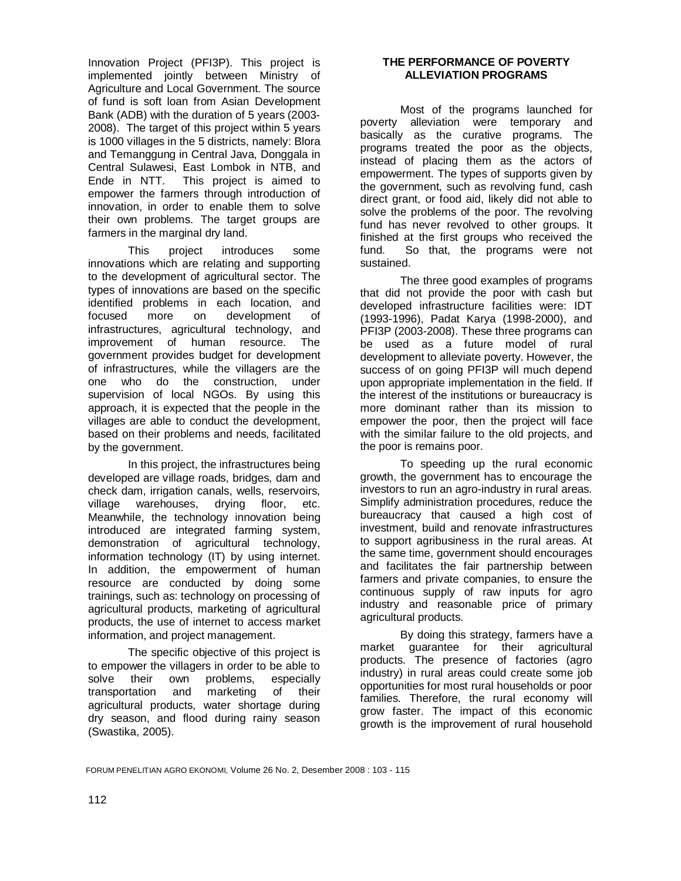Innovation Project (PFI3P). This project is implemented jointly between Ministry of Agriculture and Local Government. The source of fund is soft loan from Asian Development Bank (ADB) with the duration of 5 years (2003-2008). The target of this project within 5 years is 1000 villages in the 5 districts, namely: Blora and Temanggung in Central Java, Donggala in Central Sulawesi, East Lombok in NTB, and Ende in NTT. This project is aimed to empower the farmers through introduction of innovation, in order to enable them to solve their own problems. The target groups are farmers in the marginal dry land.

This project introduces some innovations which are relating and supporting to the development of agricultural sector. The types of innovations are based on the specific identified problems in each location, and focused more on development of infrastructures, agricultural technology, and improvement of human resource. The government provides budget for development of infrastructures, while the villagers are the one who do the construction, under supervision of local NGOs. By using this approach, it is expected that the people in the villages are able to conduct the development, based on their problems and needs, facilitated by the government.

In this project, the infrastructures being developed are village roads, bridges, dam and check dam, irrigation canals, wells, reservoirs, village warehouses, drying floor, etc. Meanwhile, the technology innovation being introduced are integrated farming system, demonstration of agricultural technology, information technology (IT) by using internet. In addition, the empowerment of human resource are conducted by doing some trainings, such as: technology on processing of agricultural products, marketing of agricultural products, the use of internet to access market information, and project management.

The specific objective of this project is to empower the villagers in order to be able to solve their own problems, especially transportation and marketing of their agricultural products, water shortage during dry season, and flood during rainy season (Swastika, 2005).

## THE PERFORMANCE OF POVERTY ALLEVIATION PROGRAMS

Most of the programs launched for poverty alleviation were temporary and basically as the curative programs. The programs treated the poor as the objects, instead of placing them as the actors of empowerment. The types of supports given by the government, such as revolving fund, cash direct grant, or food aid, likely did not able to solve the problems of the poor. The revolving fund has never revolved to other groups. It finished at the first groups who received the fund. So that, the programs were not sustained.

The three good examples of programs that did not provide the poor with cash but developed infrastructure facilities were: IDT (1993-1996), Padat Karya (1998-2000), and PFI3P (2003-2008). These three programs can be used as a future model of rural development to alleviate poverty. However, the success of on going PFI3P will much depend upon appropriate implementation in the field. If the interest of the institutions or bureaucracy is more dominant rather than its mission to empower the poor, then the project will face with the similar failure to the old projects, and the poor is remains poor.

To speeding up the rural economic growth, the government has to encourage the investors to run an agro-industry in rural areas. Simplify administration procedures, reduce the bureaucracy that caused a high cost of investment, build and renovate infrastructures to support agribusiness in the rural areas. At the same time, government should encourages and facilitates the fair partnership between farmers and private companies, to ensure the continuous supply of raw inputs for agro industry and reasonable price of primary agricultural products.

By doing this strategy, farmers have a market guarantee for their agricultural products. The presence of factories (agro industry) in rural areas could create some job opportunities for most rural households or poor families. Therefore, the rural economy will grow faster. The impact of this economic growth is the improvement of rural household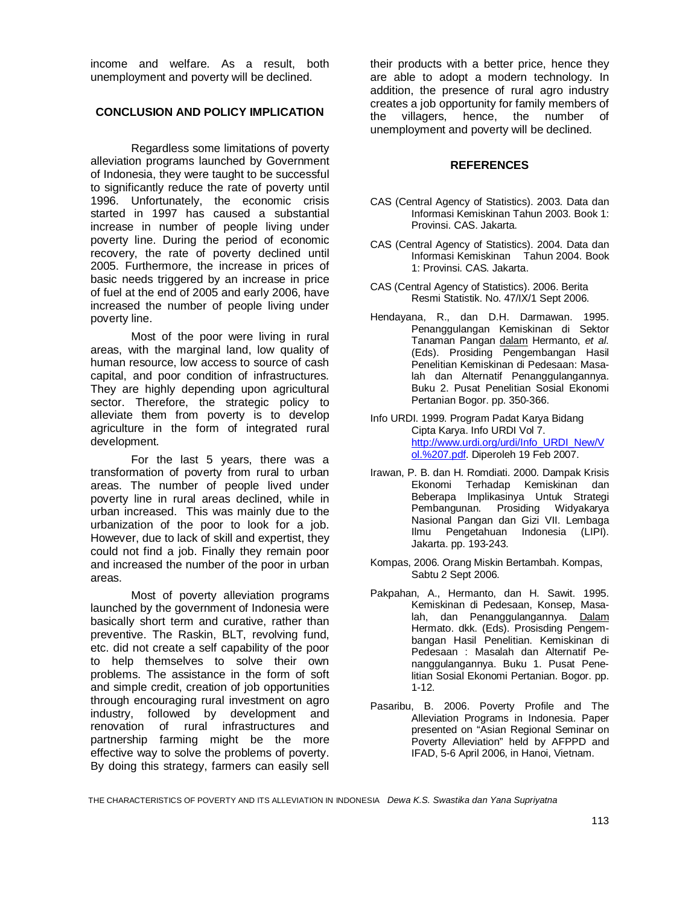income and welfare. As a result, both unemployment and poverty will be declined.

## CONCLUSION AND POLICY IMPLICATION

Regardless some limitations of poverty alleviation programs launched by Government of Indonesia, they were taught to be successful to significantly reduce the rate of poverty until 1996. Unfortunately, the economic crisis started in 1997 has caused a substantial increase in number of people living under poverty line. During the period of economic recovery, the rate of poverty declined until 2005. Furthermore, the increase in prices of basic needs triggered by an increase in price of fuel at the end of 2005 and early 2006, have increased the number of people living under poverty line.

Most of the poor were living in rural areas, with the marginal land, low quality of human resource, low access to source of cash capital, and poor condition of infrastructures. They are highly depending upon agricultural sector. Therefore, the strategic policy to alleviate them from poverty is to develop agriculture in the form of integrated rural development.

For the last 5 years, there was a transformation of poverty from rural to urban areas. The number of people lived under poverty line in rural areas declined, while in urban increased. This was mainly due to the urbanization of the poor to look for a job. However, due to lack of skill and expertist, they could not find a job. Finally they remain poor and increased the number of the poor in urban areas.

Most of poverty alleviation programs launched by the government of Indonesia were basically short term and curative, rather than preventive. The Raskin, BLT, revolving fund, etc. did not create a self capability of the poor to help themselves to solve their own problems. The assistance in the form of soft and simple credit, creation of job opportunities through encouraging rural investment on agro industry, followed by development and renovation of rural infrastructures and partnership farming might be the more effective way to solve the problems of poverty. By doing this strategy, farmers can easily sell their products with a better price, hence they are able to adopt a modern technology. In addition, the presence of rural agro industry creates a job opportunity for family members of the villagers, hence, the number of unemployment and poverty will be declined.

## REFERENCES

CAS (Central Agency of Statistics). 2003. Data dan Informasi Kemiskinan Tahun 2003. Book 1: Provinsi. CAS. Jakarta.

CAS (Central Agency of Statistics). 2004. Data dan Informasi Kemiskinan Tahun 2004. Book 1: Provinsi. CAS. Jakarta.

CAS (Central Agency of Statistics). 2006. Berita Resmi Statistik. No. 47/IX/1 Sept 2006.

Hendayana, R., dan D.H. Darmawan. 1995. Penanggulangan Kemiskinan di Sektor Tanaman Pangan dalam Hermanto, *et al*. (Eds). Prosiding Pengembangan Hasil Penelitian Kemiskinan di Pedesaan: Masalah dan Alternatif Penanggulangannya. Buku 2. Pusat Penelitian Sosial Ekonomi Pertanian Bogor. pp. 350-366.

Info URDI. 1999. Program Padat Karya Bidang Cipta Karya. Info URDI Vol 7. http://www.urdi.org/urdi/Info_URDI_New/Vol.%207.pdf. Diperoleh 19 Feb 2007.

Irawan, P. B. dan H. Romdiati. 2000. Dampak Krisis Ekonomi Terhadap Kemiskinan dan Beberapa Implikasinya Untuk Strategi Pembangunan. Prosiding Widyakarya Nasional Pangan dan Gizi VII. Lembaga Ilmu Pengetahuan Indonesia (LIPI). Jakarta. pp. 193-243.

Kompas, 2006. Orang Miskin Bertambah. Kompas, Sabtu 2 Sept 2006.

Pakpahan, A., Hermanto, dan H. Sawit. 1995. Kemiskinan di Pedesaan, Konsep, Masalah, dan Penanggulangannya. Dalam Hermato. dkk. (Eds). Prosisding Pengembangan Hasil Penelitian. Kemiskinan di Pedesaan : Masalah dan Alternatif Penanggulangannya. Buku 1. Pusat Penelitian Sosial Ekonomi Pertanian. Bogor. pp. 1-12.

Pasaribu, B. 2006. Poverty Profile and The Alleviation Programs in Indonesia. Paper presented on "Asian Regional Seminar on Poverty Alleviation" held by AFPPD and IFAD, 5-6 April 2006, in Hanoi, Vietnam.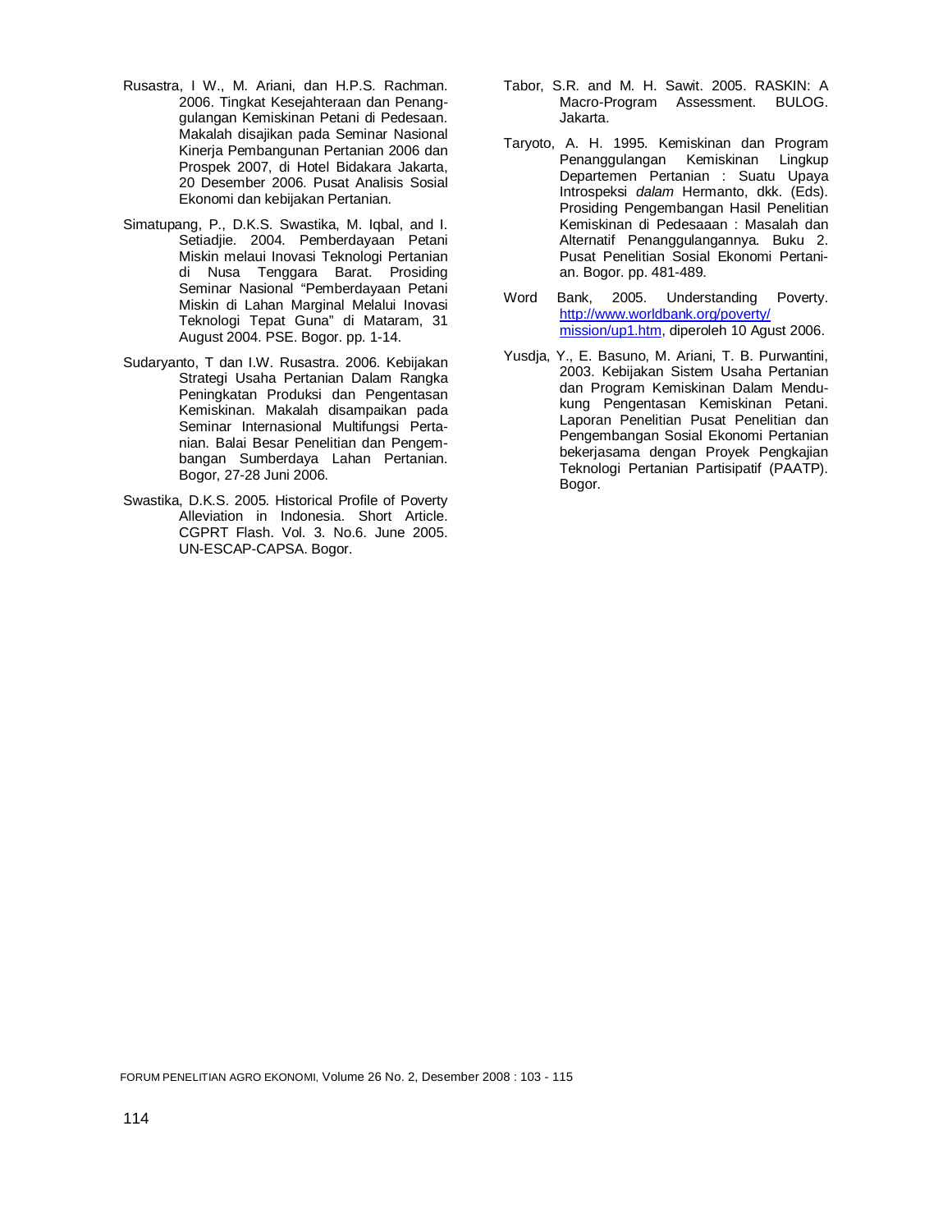Rusastra, I W., M. Ariani, dan H.P.S. Rachman. 2006. Tingkat Kesejahteraan dan Penanggulangan Kemiskinan Petani di Pedesaan. Makalah disajikan pada Seminar Nasional Kinerja Pembangunan Pertanian 2006 dan Prospek 2007, di Hotel Bidakara Jakarta, 20 Desember 2006. Pusat Analisis Sosial Ekonomi dan kebijakan Pertanian.

Simatupang, P., D.K.S. Swastika, M. Iqbal, and I. Setiadjie. 2004. Pemberdayaan Petani Miskin melaui Inovasi Teknologi Pertanian di Nusa Tenggara Barat. Prosiding Seminar Nasional "Pemberdayaan Petani Miskin di Lahan Marginal Melalui Inovasi Teknologi Tepat Guna" di Mataram, 31 August 2004. PSE. Bogor. pp. 1-14.

Sudaryanto, T dan I.W. Rusastra. 2006. Kebijakan Strategi Usaha Pertanian Dalam Rangka Peningkatan Produksi dan Pengentasan Kemiskinan. Makalah disampaikan pada Seminar Internasional Multifungsi Pertanian. Balai Besar Penelitian dan Pengembangan Sumberdaya Lahan Pertanian. Bogor, 27-28 Juni 2006.

Swastika, D.K.S. 2005. Historical Profile of Poverty Alleviation in Indonesia. Short Article. CGPRT Flash. Vol. 3. No.6. June 2005. UN-ESCAP-CAPSA. Bogor.

Tabor, S.R. and M. H. Sawit. 2005. RASKIN: A Macro-Program Assessment. BULOG. Jakarta.

Taryoto, A. H. 1995. Kemiskinan dan Program Penanggulangan Kemiskinan Lingkup Departemen Pertanian : Suatu Upaya Introspeksi *dalam* Hermanto, dkk. (Eds). Prosiding Pengembangan Hasil Penelitian Kemiskinan di Pedesaaan : Masalah dan Alternatif Penanggulangannya. Buku 2. Pusat Penelitian Sosial Ekonomi Pertanian. Bogor. pp. 481-489.

Word Bank, 2005. Understanding Poverty. http://www.worldbank.org/poverty/mission/up1.htm, diperoleh 10 Agust 2006.

Yusdja, Y., E. Basuno, M. Ariani, T. B. Purwantini, 2003. Kebijakan Sistem Usaha Pertanian dan Program Kemiskinan Dalam Mendukung Pengentasan Kemiskinan Petani. Laporan Penelitian Pusat Penelitian dan Pengembangan Sosial Ekonomi Pertanian bekerjasama dengan Proyek Pengkajian Teknologi Pertanian Partisipatif (PAATP). Bogor.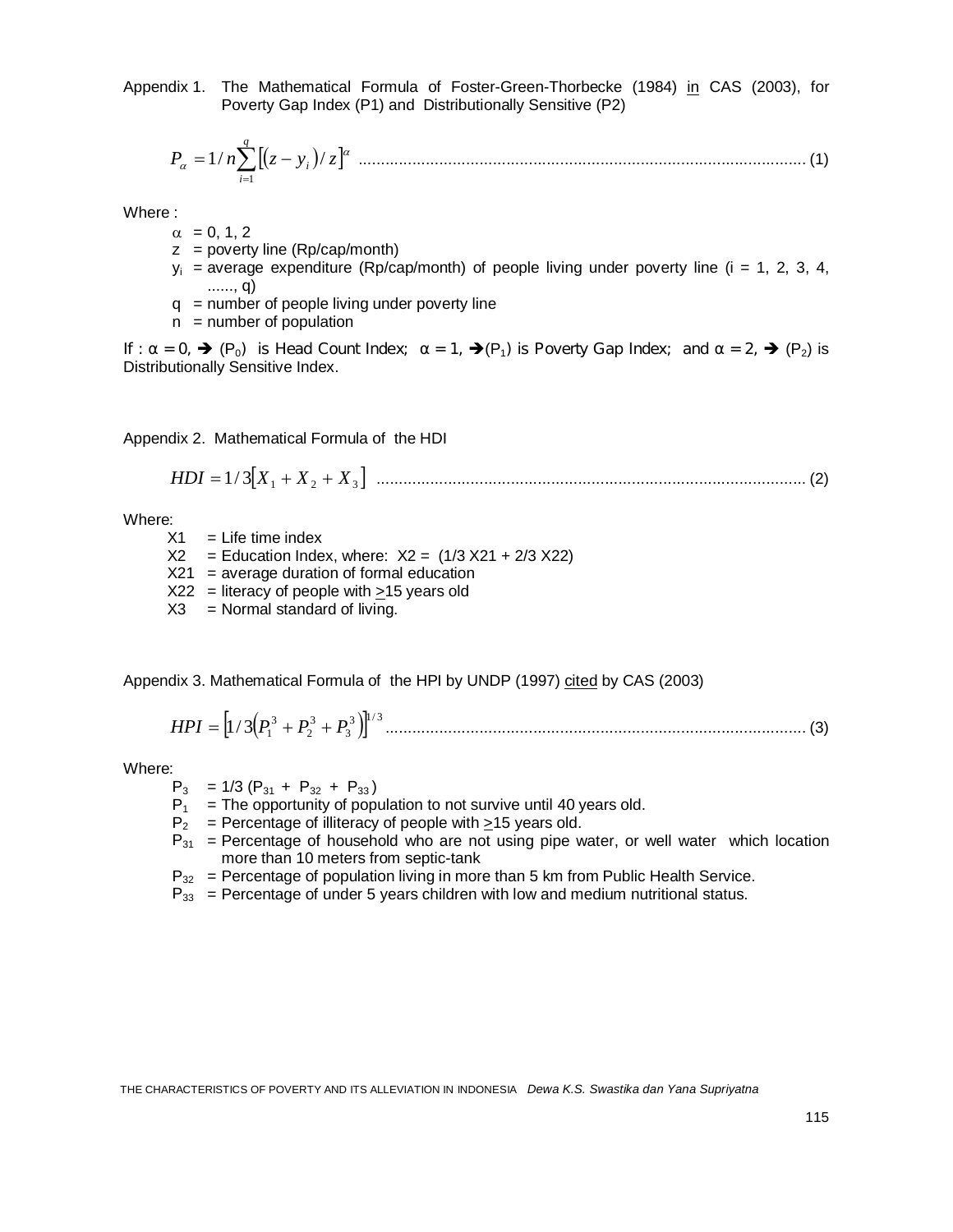Appendix 1. The Mathematical Formula of Foster-Green-Thorbecke (1984) <u>in</u> CAS (2003), for Poverty Gap Index (P1) and Distributionally Sensitive (P2)

$$P_{\alpha} = 1/n \sum_{i=1}^{q} \left[ (z - y_i)/z \right]^{\alpha} \quad \text{.......... (1)}$$

Where :

- $\alpha$ = 0, 1, 2
- z = poverty line (Rp/cap/month)
- $y_i$ = average expenditure (Rp/cap/month) of people living under poverty line (i = 1, 2, 3, 4, ......, q)
- q = number of people living under poverty line
- n = number of population

If : $\alpha = 0$, ➔ ($P_0$) is Head Count Index; $\alpha = 1$, ➔ ($P_1$) is Poverty Gap Index; and $\alpha = 2$, ➔ ($P_2$) is Distributionally Sensitive Index.

Appendix 2. Mathematical Formula of the HDI

$$HDI = 1/3 \left[ X_1 + X_2 + X_3 \right] \quad \text{.......... (2)}$$

Where:

- X1 = Life time index
- X2 = Education Index, where: X2 = (1/3 X21 + 2/3 X22)
- X21 = average duration of formal education
- X22 = literacy of people with $\geq$15 years old
- X3 = Normal standard of living.

Appendix 3. Mathematical Formula of the HPI by UNDP (1997) <u>cited</u> by CAS (2003)

$$HPI = \left[ 1/3 \left( P_1^3 + P_2^3 + P_3^3 \right) \right]^{1/3} \quad \text{.......... (3)}$$

Where:

- $P_3$ = 1/3 ($P_{31}$ + $P_{32}$ + $P_{33}$)
- $P_1$ = The opportunity of population to not survive until 40 years old.
- $P_2$ = Percentage of illiteracy of people with $\geq$15 years old.
- $P_{31}$ = Percentage of household who are not using pipe water, or well water which location more than 10 meters from septic-tank
- $P_{32}$ = Percentage of population living in more than 5 km from Public Health Service.
- $P_{33}$ = Percentage of under 5 years children with low and medium nutritional status.